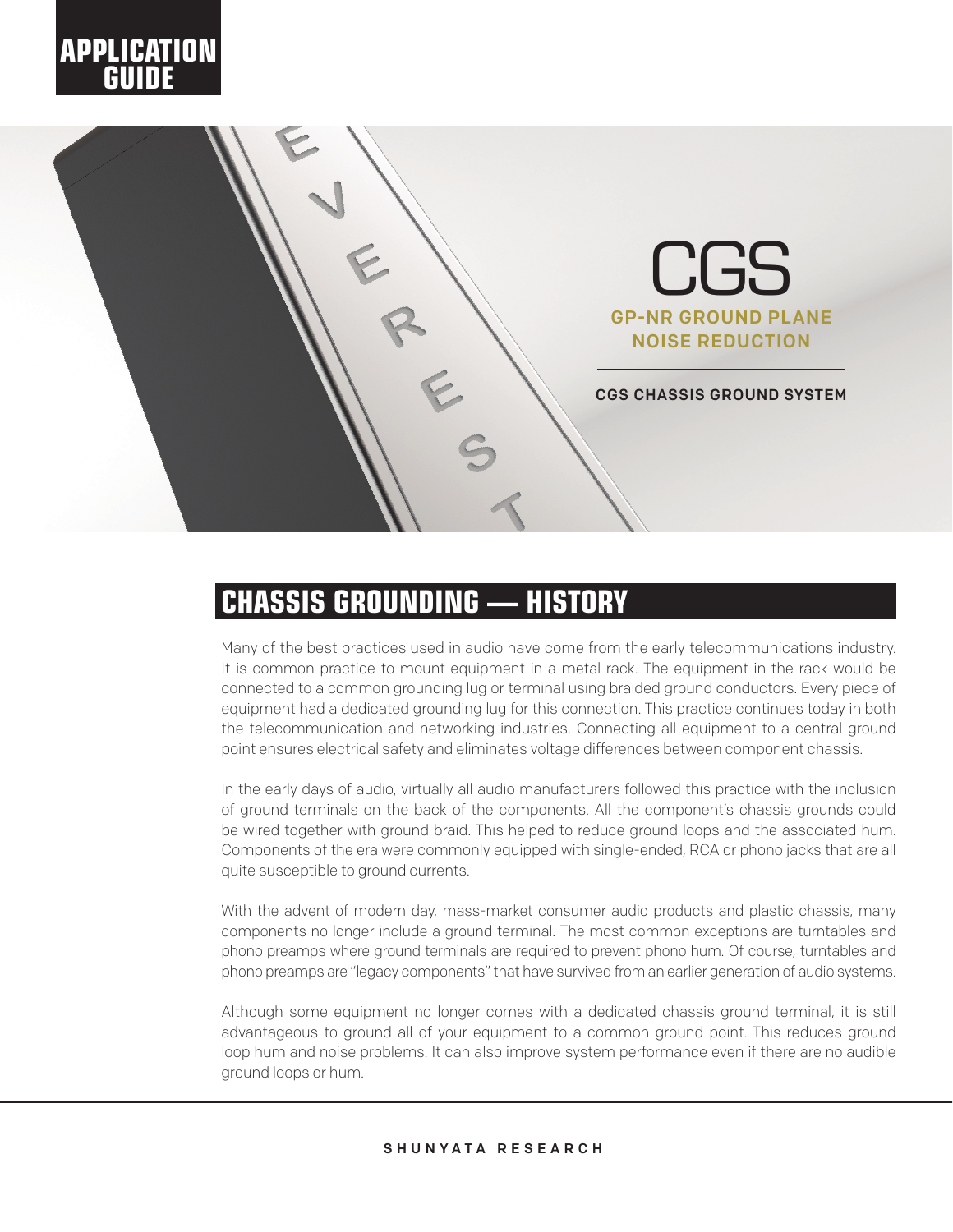# APPLICATION GUIDE

# CGS

**GP-NR GROUND PLANE NOISE REDUCTION**

**CGS CHASSIS GROUND SYSTEM**

## CHASSIS GROUNDING — HISTORY

Many of the best practices used in audio have come from the early telecommunications industry. It is common practice to mount equipment in a metal rack. The equipment in the rack would be connected to a common grounding lug or terminal using braided ground conductors. Every piece of equipment had a dedicated grounding lug for this connection. This practice continues today in both the telecommunication and networking industries. Connecting all equipment to a central ground point ensures electrical safety and eliminates voltage differences between component chassis.

In the early days of audio, virtually all audio manufacturers followed this practice with the inclusion of ground terminals on the back of the components. All the component's chassis grounds could be wired together with ground braid. This helped to reduce ground loops and the associated hum. Components of the era were commonly equipped with single-ended, RCA or phono jacks that are all quite susceptible to ground currents.

With the advent of modern day, mass-market consumer audio products and plastic chassis, many components no longer include a ground terminal. The most common exceptions are turntables and phono preamps where ground terminals are required to prevent phono hum. Of course, turntables and phono preamps are "legacy components" that have survived from an earlier generation of audio systems.

Although some equipment no longer comes with a dedicated chassis ground terminal, it is still advantageous to ground all of your equipment to a common ground point. This reduces ground loop hum and noise problems. It can also improve system performance even if there are no audible ground loops or hum.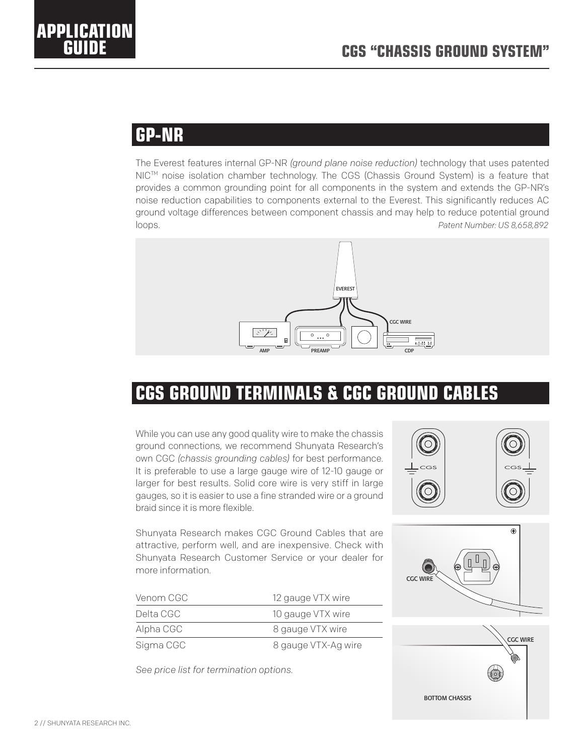## GP-NR

The Everest features internal GP-NR *(ground plane noise reduction)* technology that uses patented NIC™ noise isolation chamber technology. The CGS (Chassis Ground System) is a feature that provides a common grounding point for all components in the system and extends the GP-NR's noise reduction capabilities to components external to the Everest. This significantly reduces AC ground voltage differences between component chassis and may help to reduce potential ground loops.

*Patent Number: US 8,658,892*

## CGS GROUND TERMINALS & CGC GROUND CABLES

While you can use any good quality wire to make the chassis ground connections, we recommend Shunyata Research's own CGC *(chassis grounding cables)* for best performance. It is preferable to use a large gauge wire of 12-10 gauge or larger for best results. Solid core wire is very stiff in large gauges, so it is easier to use a fine stranded wire or a ground braid since it is more flexible.

Shunyata Research makes CGC Ground Cables that are attractive, perform well, and are inexpensive. Check with Shunyata Research Customer Service or your dealer for more information.

| | |
|---|---|
| Venom CGC | 12 gauge VTX wire |
| Delta CGC | 10 gauge VTX wire |
| Alpha CGC | 8 gauge VTX wire |
| Sigma CGC | 8 gauge VTX-Ag wire |

*See price list for termination options.*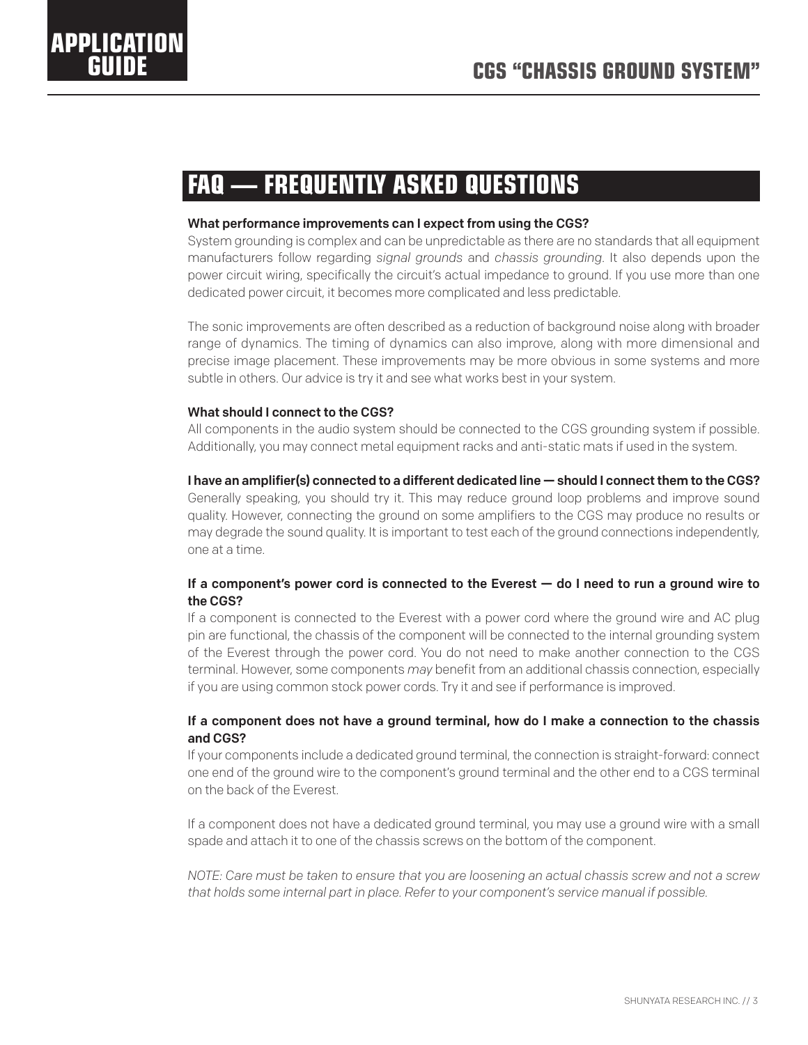## FAQ — FREQUENTLY ASKED QUESTIONS

**What performance improvements can I expect from using the CGS?**

System grounding is complex and can be unpredictable as there are no standards that all equipment manufacturers follow regarding *signal grounds* and *chassis grounding*. It also depends upon the power circuit wiring, specifically the circuit's actual impedance to ground. If you use more than one dedicated power circuit, it becomes more complicated and less predictable.

The sonic improvements are often described as a reduction of background noise along with broader range of dynamics. The timing of dynamics can also improve, along with more dimensional and precise image placement. These improvements may be more obvious in some systems and more subtle in others. Our advice is try it and see what works best in your system.

**What should I connect to the CGS?**

All components in the audio system should be connected to the CGS grounding system if possible. Additionally, you may connect metal equipment racks and anti-static mats if used in the system.

**I have an amplifier(s) connected to a different dedicated line — should I connect them to the CGS?**

Generally speaking, you should try it. This may reduce ground loop problems and improve sound quality. However, connecting the ground on some amplifiers to the CGS may produce no results or may degrade the sound quality. It is important to test each of the ground connections independently, one at a time.

**If a component's power cord is connected to the Everest — do I need to run a ground wire to the CGS?**

If a component is connected to the Everest with a power cord where the ground wire and AC plug pin are functional, the chassis of the component will be connected to the internal grounding system of the Everest through the power cord. You do not need to make another connection to the CGS terminal. However, some components *may* benefit from an additional chassis connection, especially if you are using common stock power cords. Try it and see if performance is improved.

**If a component does not have a ground terminal, how do I make a connection to the chassis and CGS?**

If your components include a dedicated ground terminal, the connection is straight-forward: connect one end of the ground wire to the component's ground terminal and the other end to a CGS terminal on the back of the Everest.

If a component does not have a dedicated ground terminal, you may use a ground wire with a small spade and attach it to one of the chassis screws on the bottom of the component.

*NOTE: Care must be taken to ensure that you are loosening an actual chassis screw and not a screw that holds some internal part in place. Refer to your component's service manual if possible.*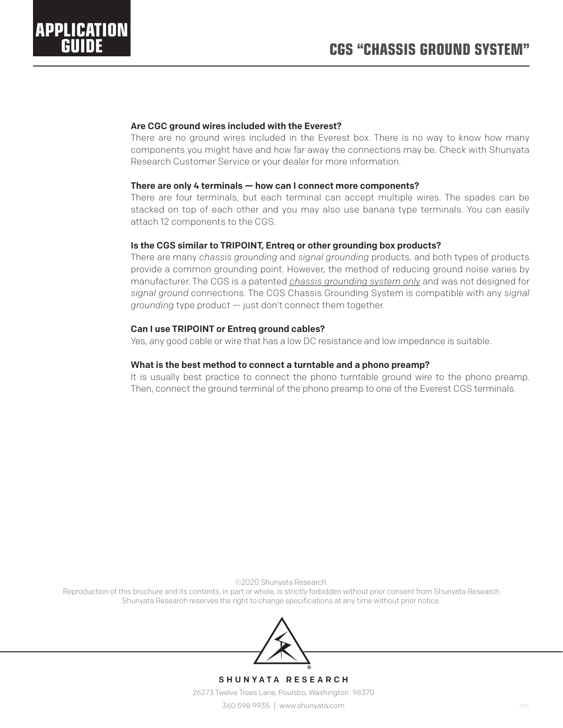**Are CGC ground wires included with the Everest?**
There are no ground wires included in the Everest box. There is no way to know how many components you might have and how far away the connections may be. Check with Shunyata Research Customer Service or your dealer for more information.

**There are only 4 terminals — how can I connect more components?**
There are four terminals, but each terminal can accept multiple wires. The spades can be stacked on top of each other and you may also use banana type terminals. You can easily attach 12 components to the CGS.

**Is the CGS similar to TRIPOINT, Entreq or other grounding box products?**
There are many *chassis grounding* and *signal grounding* products, and both types of products provide a common grounding point. However, the method of reducing ground noise varies by manufacturer. The CGS is a patented *chassis grounding system only* and was not designed for *signal ground* connections. The CGS Chassis Grounding System is compatible with any *signal grounding* type product — just don't connect them together.

**Can I use TRIPOINT or Entreq ground cables?**
Yes, any good cable or wire that has a low DC resistance and low impedance is suitable.

**What is the best method to connect a turntable and a phono preamp?**
It is usually best practice to connect the phono turntable ground wire to the phono preamp. Then, connect the ground terminal of the phono preamp to one of the Everest CGS terminals.

©2020 Shunyata Research.
Reproduction of this brochure and its contents, in part or whole, is strictly forbidden without prior consent from Shunyata Research.
Shunyata Research reserves the right to change specifications at any time without prior notice.

SHUNYATA RESEARCH
26273 Twelve Trees Lane, Poulsbo, Washington 98370
360 598 9935 | www.shunyata.com